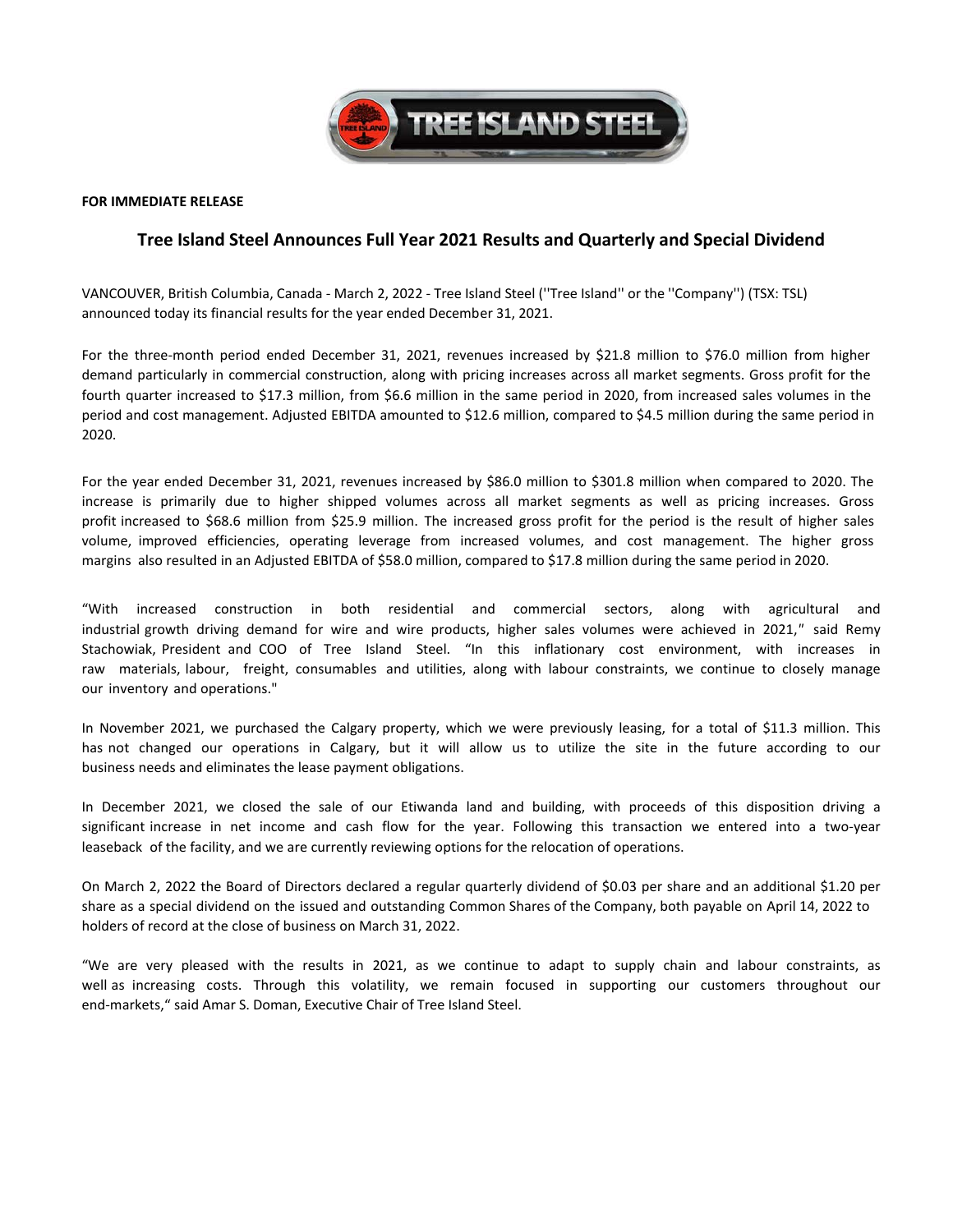**FOR IMMEDIATE RELEASE**

## Tree Island Steel Announces Full Year 2021 Results and Quarterly and Special Dividend

VANCOUVER, British Columbia, Canada - March 2, 2022 - Tree Island Steel (''Tree Island'' or the ''Company'') (TSX: TSL) announced today its financial results for the year ended December 31, 2021.

For the three-month period ended December 31, 2021, revenues increased by $21.8 million to $76.0 million from higher demand particularly in commercial construction, along with pricing increases across all market segments. Gross profit for the fourth quarter increased to $17.3 million, from $6.6 million in the same period in 2020, from increased sales volumes in the period and cost management. Adjusted EBITDA amounted to $12.6 million, compared to $4.5 million during the same period in 2020.

For the year ended December 31, 2021, revenues increased by $86.0 million to $301.8 million when compared to 2020. The increase is primarily due to higher shipped volumes across all market segments as well as pricing increases. Gross profit increased to $68.6 million from $25.9 million. The increased gross profit for the period is the result of higher sales volume, improved efficiencies, operating leverage from increased volumes, and cost management. The higher gross margins also resulted in an Adjusted EBITDA of $58.0 million, compared to $17.8 million during the same period in 2020.

"With increased construction in both residential and commercial sectors, along with agricultural and industrial growth driving demand for wire and wire products, higher sales volumes were achieved in 2021," said Remy Stachowiak, President and COO of Tree Island Steel. "In this inflationary cost environment, with increases in raw materials, labour, freight, consumables and utilities, along with labour constraints, we continue to closely manage our inventory and operations."

In November 2021, we purchased the Calgary property, which we were previously leasing, for a total of $11.3 million. This has not changed our operations in Calgary, but it will allow us to utilize the site in the future according to our business needs and eliminates the lease payment obligations.

In December 2021, we closed the sale of our Etiwanda land and building, with proceeds of this disposition driving a significant increase in net income and cash flow for the year. Following this transaction we entered into a two-year leaseback of the facility, and we are currently reviewing options for the relocation of operations.

On March 2, 2022 the Board of Directors declared a regular quarterly dividend of $0.03 per share and an additional $1.20 per share as a special dividend on the issued and outstanding Common Shares of the Company, both payable on April 14, 2022 to holders of record at the close of business on March 31, 2022.

"We are very pleased with the results in 2021, as we continue to adapt to supply chain and labour constraints, as well as increasing costs. Through this volatility, we remain focused in supporting our customers throughout our end-markets," said Amar S. Doman, Executive Chair of Tree Island Steel.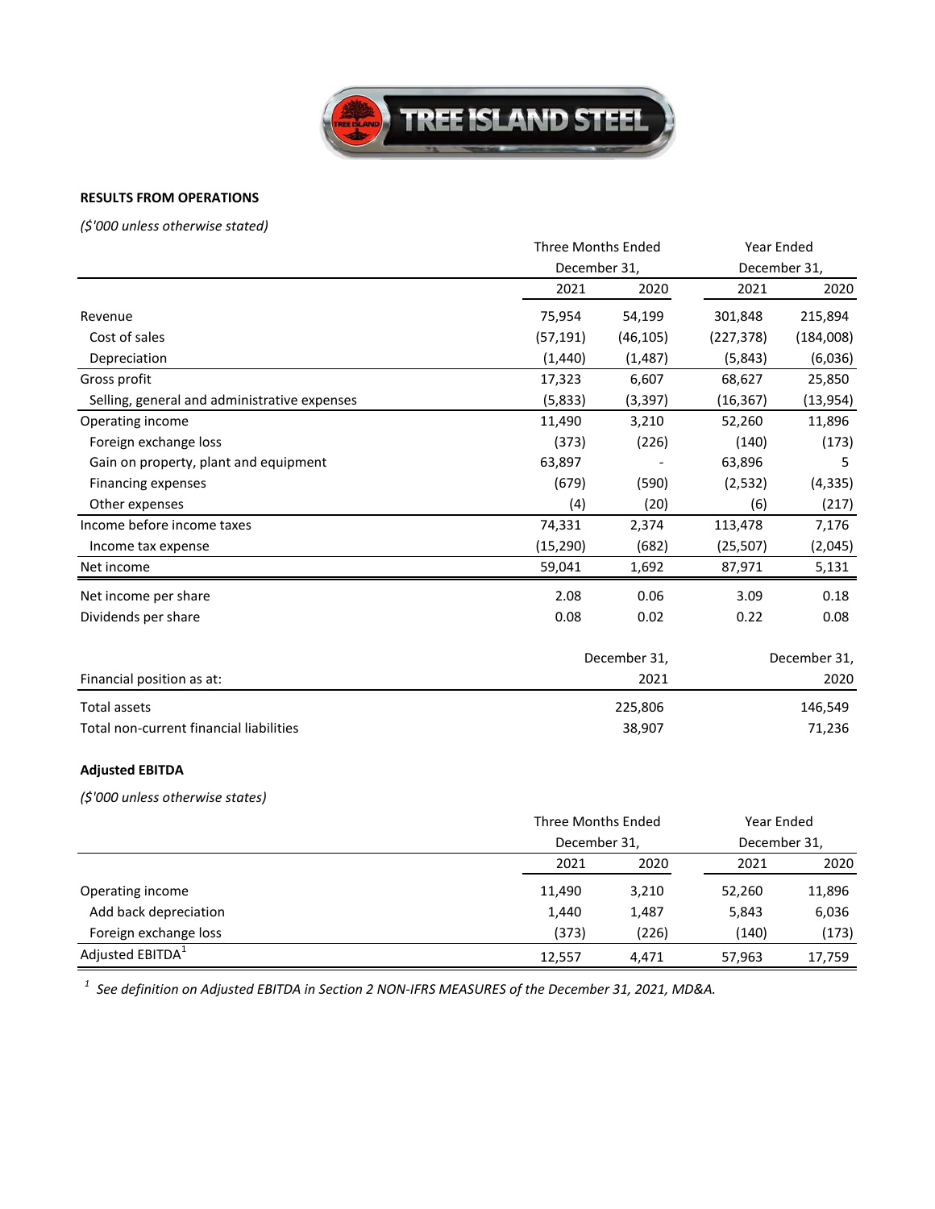TREE ISLAND STEEL

**RESULTS FROM OPERATIONS**

*($'000 unless otherwise stated)*

| | Three Months Ended December 31, | | Year Ended December 31, | |
|---|---|---|---|---|
| | 2021 | 2020 | 2021 | 2020 |
| Revenue | 75,954 | 54,199 | 301,848 | 215,894 |
| Cost of sales | (57,191) | (46,105) | (227,378) | (184,008) |
| Depreciation | (1,440) | (1,487) | (5,843) | (6,036) |
| Gross profit | 17,323 | 6,607 | 68,627 | 25,850 |
| Selling, general and administrative expenses | (5,833) | (3,397) | (16,367) | (13,954) |
| Operating income | 11,490 | 3,210 | 52,260 | 11,896 |
| Foreign exchange loss | (373) | (226) | (140) | (173) |
| Gain on property, plant and equipment | 63,897 | - | 63,896 | 5 |
| Financing expenses | (679) | (590) | (2,532) | (4,335) |
| Other expenses | (4) | (20) | (6) | (217) |
| Income before income taxes | 74,331 | 2,374 | 113,478 | 7,176 |
| Income tax expense | (15,290) | (682) | (25,507) | (2,045) |
| Net income | 59,041 | 1,692 | 87,971 | 5,131 |
| Net income per share | 2.08 | 0.06 | 3.09 | 0.18 |
| Dividends per share | 0.08 | 0.02 | 0.22 | 0.08 |

| Financial position as at: | December 31, 2021 | December 31, 2020 |
|---|---|---|
| Total assets | 225,806 | 146,549 |
| Total non-current financial liabilities | 38,907 | 71,236 |

**Adjusted EBITDA**

*($'000 unless otherwise states)*

| | Three Months Ended December 31, | | Year Ended December 31, | |
|---|---|---|---|---|
| | 2021 | 2020 | 2021 | 2020 |
| Operating income | 11,490 | 3,210 | 52,260 | 11,896 |
| Add back depreciation | 1,440 | 1,487 | 5,843 | 6,036 |
| Foreign exchange loss | (373) | (226) | (140) | (173) |
| Adjusted EBITDA[1] | 12,557 | 4,471 | 57,963 | 17,759 |

*[1] See definition on Adjusted EBITDA in Section 2 NON-IFRS MEASURES of the December 31, 2021, MD&A.*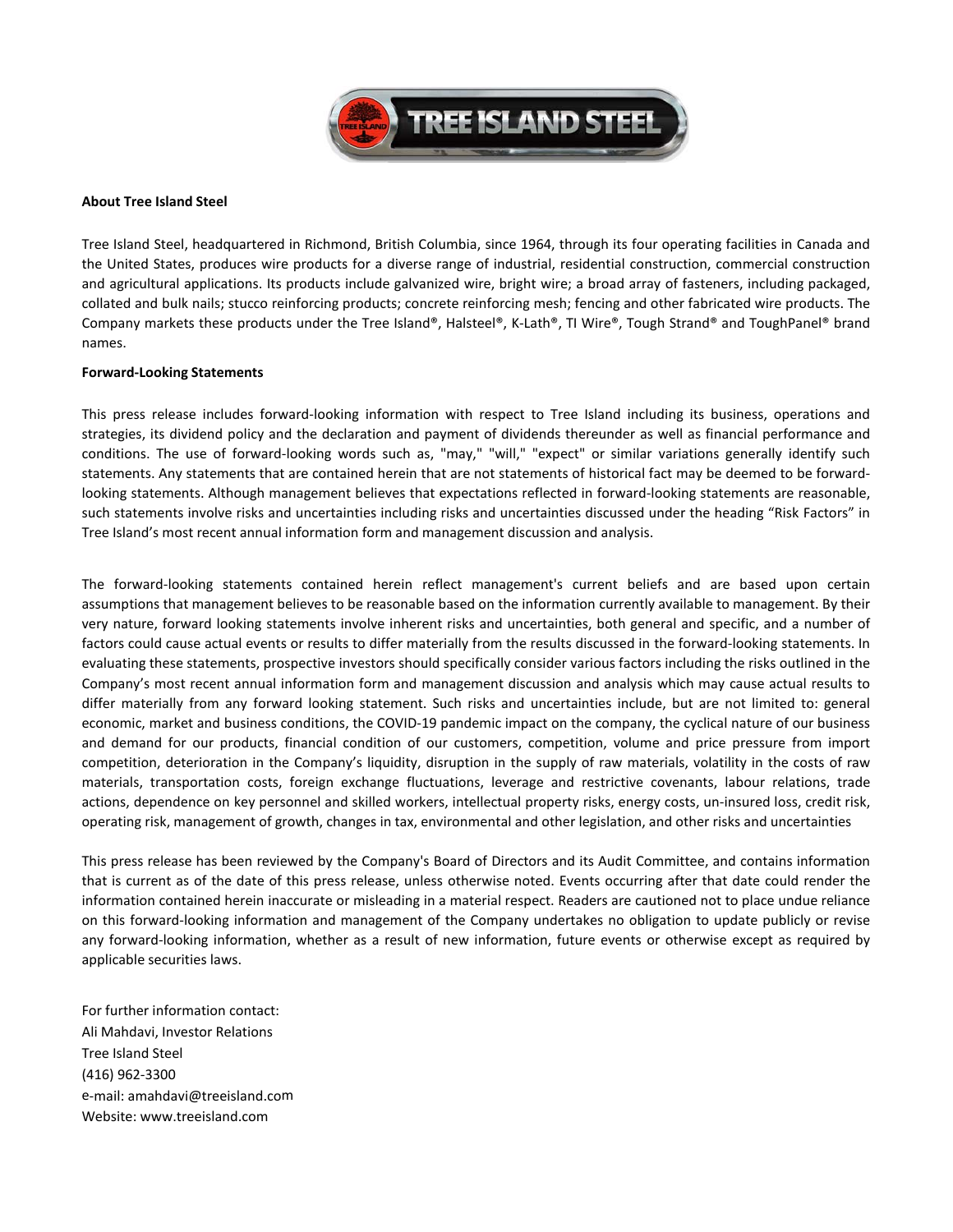**About Tree Island Steel**

Tree Island Steel, headquartered in Richmond, British Columbia, since 1964, through its four operating facilities in Canada and the United States, produces wire products for a diverse range of industrial, residential construction, commercial construction and agricultural applications. Its products include galvanized wire, bright wire; a broad array of fasteners, including packaged, collated and bulk nails; stucco reinforcing products; concrete reinforcing mesh; fencing and other fabricated wire products. The Company markets these products under the Tree Island®, Halsteel®, K-Lath®, TI Wire®, Tough Strand® and ToughPanel® brand names.

**Forward-Looking Statements**

This press release includes forward-looking information with respect to Tree Island including its business, operations and strategies, its dividend policy and the declaration and payment of dividends thereunder as well as financial performance and conditions. The use of forward-looking words such as, "may," "will," "expect" or similar variations generally identify such statements. Any statements that are contained herein that are not statements of historical fact may be deemed to be forward-looking statements. Although management believes that expectations reflected in forward-looking statements are reasonable, such statements involve risks and uncertainties including risks and uncertainties discussed under the heading "Risk Factors" in Tree Island's most recent annual information form and management discussion and analysis.

The forward-looking statements contained herein reflect management's current beliefs and are based upon certain assumptions that management believes to be reasonable based on the information currently available to management. By their very nature, forward looking statements involve inherent risks and uncertainties, both general and specific, and a number of factors could cause actual events or results to differ materially from the results discussed in the forward-looking statements. In evaluating these statements, prospective investors should specifically consider various factors including the risks outlined in the Company's most recent annual information form and management discussion and analysis which may cause actual results to differ materially from any forward looking statement. Such risks and uncertainties include, but are not limited to: general economic, market and business conditions, the COVID-19 pandemic impact on the company, the cyclical nature of our business and demand for our products, financial condition of our customers, competition, volume and price pressure from import competition, deterioration in the Company's liquidity, disruption in the supply of raw materials, volatility in the costs of raw materials, transportation costs, foreign exchange fluctuations, leverage and restrictive covenants, labour relations, trade actions, dependence on key personnel and skilled workers, intellectual property risks, energy costs, un-insured loss, credit risk, operating risk, management of growth, changes in tax, environmental and other legislation, and other risks and uncertainties

This press release has been reviewed by the Company's Board of Directors and its Audit Committee, and contains information that is current as of the date of this press release, unless otherwise noted. Events occurring after that date could render the information contained herein inaccurate or misleading in a material respect. Readers are cautioned not to place undue reliance on this forward-looking information and management of the Company undertakes no obligation to update publicly or revise any forward-looking information, whether as a result of new information, future events or otherwise except as required by applicable securities laws.

For further information contact:
Ali Mahdavi, Investor Relations
Tree Island Steel
(416) 962-3300
e-mail: amahdavi@treeisland.com
Website: www.treeisland.com